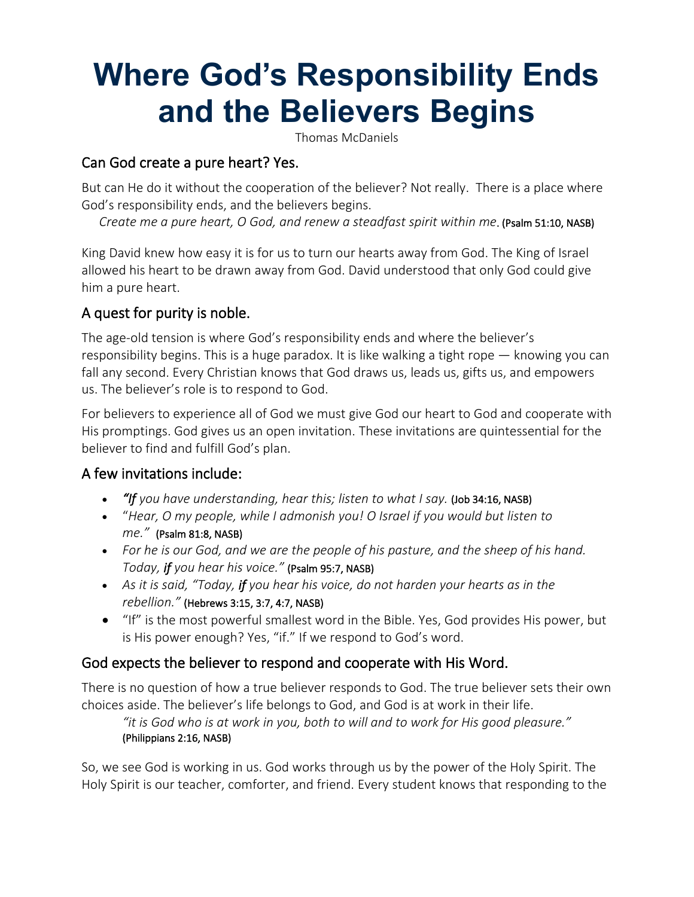# Where God's Responsibility Ends and the Believers Begins

Thomas McDaniels

## Can God create a pure heart? Yes.

But can He do it without the cooperation of the believer? Not really. There is a place where God's responsibility ends, and the believers begins.

*Create me a pure heart, O God, and renew a steadfast spirit within me*. (Psalm 51:10, NASB)

King David knew how easy it is for us to turn our hearts away from God. The King of Israel allowed his heart to be drawn away from God. David understood that only God could give him a pure heart.

## A quest for purity is noble.

The age-old tension is where God's responsibility ends and where the believer's responsibility begins. This is a huge paradox. It is like walking a tight rope — knowing you can fall any second. Every Christian knows that God draws us, leads us, gifts us, and empowers us. The believer's role is to respond to God.

For believers to experience all of God we must give God our heart to God and cooperate with His promptings. God gives us an open invitation. These invitations are quintessential for the believer to find and fulfill God's plan.

## A few invitations include:

- ***"If** you have understanding, hear this; listen to what I say.* (Job 34:16, NASB)
- "*Hear, O my people, while I admonish you! O Israel if you would but listen to me."* (Psalm 81:8, NASB)
- *For he is our God, and we are the people of his pasture, and the sheep of his hand. Today, **if** you hear his voice."* (Psalm 95:7, NASB)
- *As it is said, "Today, **if** you hear his voice, do not harden your hearts as in the rebellion."* (Hebrews 3:15, 3:7, 4:7, NASB)
- "If" is the most powerful smallest word in the Bible. Yes, God provides His power, but is His power enough? Yes, "if." If we respond to God's word.

## God expects the believer to respond and cooperate with His Word.

There is no question of how a true believer responds to God. The true believer sets their own choices aside. The believer's life belongs to God, and God is at work in their life.

*"it is God who is at work in you, both to will and to work for His good pleasure."* (Philippians 2:16, NASB)

So, we see God is working in us. God works through us by the power of the Holy Spirit. The Holy Spirit is our teacher, comforter, and friend. Every student knows that responding to the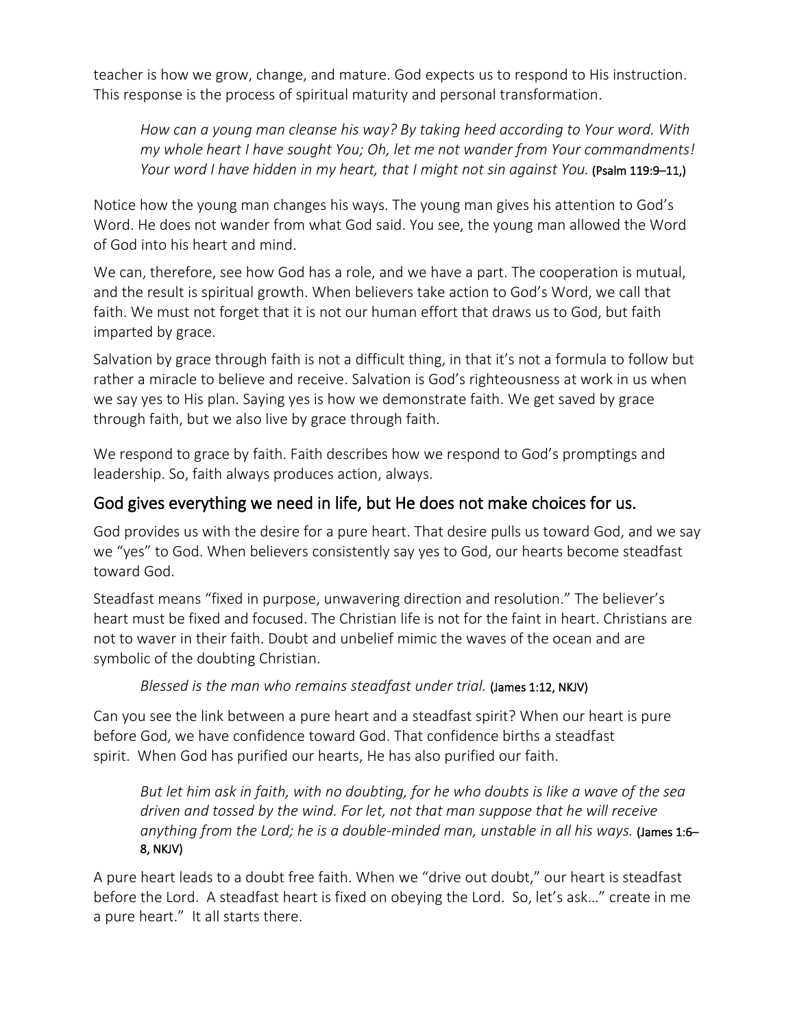teacher is how we grow, change, and mature. God expects us to respond to His instruction. This response is the process of spiritual maturity and personal transformation.

> *How can a young man cleanse his way? By taking heed according to Your word. With my whole heart I have sought You; Oh, let me not wander from Your commandments! Your word I have hidden in my heart, that I might not sin against You.* (Psalm 119:9–11,)

Notice how the young man changes his ways. The young man gives his attention to God's Word. He does not wander from what God said. You see, the young man allowed the Word of God into his heart and mind.

We can, therefore, see how God has a role, and we have a part. The cooperation is mutual, and the result is spiritual growth. When believers take action to God's Word, we call that faith. We must not forget that it is not our human effort that draws us to God, but faith imparted by grace.

Salvation by grace through faith is not a difficult thing, in that it's not a formula to follow but rather a miracle to believe and receive. Salvation is God's righteousness at work in us when we say yes to His plan. Saying yes is how we demonstrate faith. We get saved by grace through faith, but we also live by grace through faith.

We respond to grace by faith. Faith describes how we respond to God's promptings and leadership. So, faith always produces action, always.

## God gives everything we need in life, but He does not make choices for us.

God provides us with the desire for a pure heart. That desire pulls us toward God, and we say we "yes" to God. When believers consistently say yes to God, our hearts become steadfast toward God.

Steadfast means "fixed in purpose, unwavering direction and resolution." The believer's heart must be fixed and focused. The Christian life is not for the faint in heart. Christians are not to waver in their faith. Doubt and unbelief mimic the waves of the ocean and are symbolic of the doubting Christian.

> *Blessed is the man who remains steadfast under trial.* (James 1:12, NKJV)

Can you see the link between a pure heart and a steadfast spirit? When our heart is pure before God, we have confidence toward God. That confidence births a steadfast spirit. When God has purified our hearts, He has also purified our faith.

> *But let him ask in faith, with no doubting, for he who doubts is like a wave of the sea driven and tossed by the wind. For let, not that man suppose that he will receive anything from the Lord; he is a double-minded man, unstable in all his ways.* (James 1:6–8, NKJV)

A pure heart leads to a doubt free faith. When we "drive out doubt," our heart is steadfast before the Lord. A steadfast heart is fixed on obeying the Lord. So, let's ask…" create in me a pure heart." It all starts there.